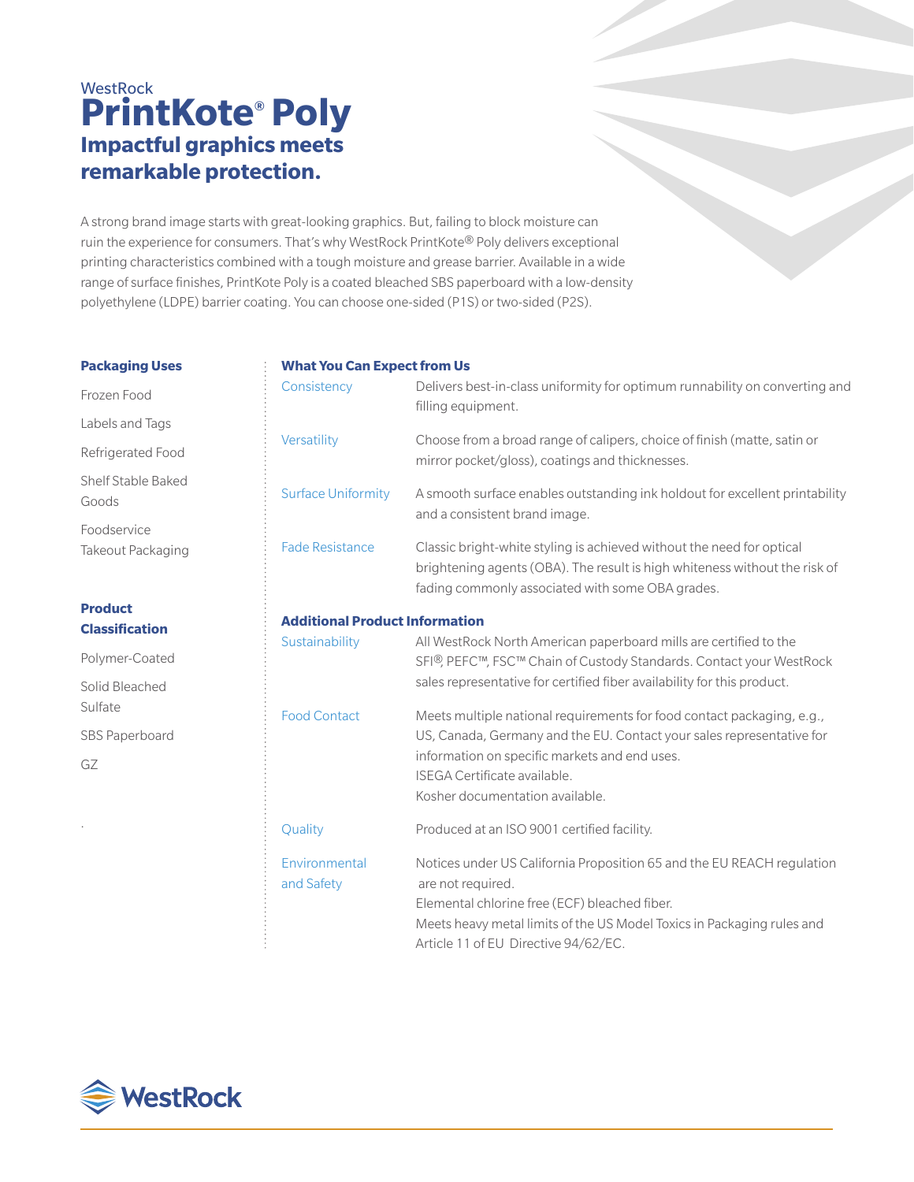WestRock

# PrintKote® Poly

## Impactful graphics meets remarkable protection.

A strong brand image starts with great-looking graphics. But, failing to block moisture can ruin the experience for consumers. That's why WestRock PrintKote® Poly delivers exceptional printing characteristics combined with a tough moisture and grease barrier. Available in a wide range of surface finishes, PrintKote Poly is a coated bleached SBS paperboard with a low-density polyethylene (LDPE) barrier coating. You can choose one-sided (P1S) or two-sided (P2S).

### Packaging Uses

- Frozen Food
- Labels and Tags
- Refrigerated Food
- Shelf Stable Baked Goods
- Foodservice Takeout Packaging

### Product Classification

- Polymer-Coated
- Solid Bleached Sulfate
- SBS Paperboard
- GZ

### What You Can Expect from Us

**Consistency** — Delivers best-in-class uniformity for optimum runnability on converting and filling equipment.

**Versatility** — Choose from a broad range of calipers, choice of finish (matte, satin or mirror pocket/gloss), coatings and thicknesses.

**Surface Uniformity** — A smooth surface enables outstanding ink holdout for excellent printability and a consistent brand image.

**Fade Resistance** — Classic bright-white styling is achieved without the need for optical brightening agents (OBA). The result is high whiteness without the risk of fading commonly associated with some OBA grades.

### Additional Product Information

**Sustainability** — All WestRock North American paperboard mills are certified to the SFI®, PEFC™, FSC™ Chain of Custody Standards. Contact your WestRock sales representative for certified fiber availability for this product.

**Food Contact** — Meets multiple national requirements for food contact packaging, e.g., US, Canada, Germany and the EU. Contact your sales representative for information on specific markets and end uses.
ISEGA Certificate available.
Kosher documentation available.

**Quality** — Produced at an ISO 9001 certified facility.

**Environmental and Safety** — Notices under US California Proposition 65 and the EU REACH regulation are not required.
Elemental chlorine free (ECF) bleached fiber.
Meets heavy metal limits of the US Model Toxics in Packaging rules and Article 11 of EU Directive 94/62/EC.

WestRock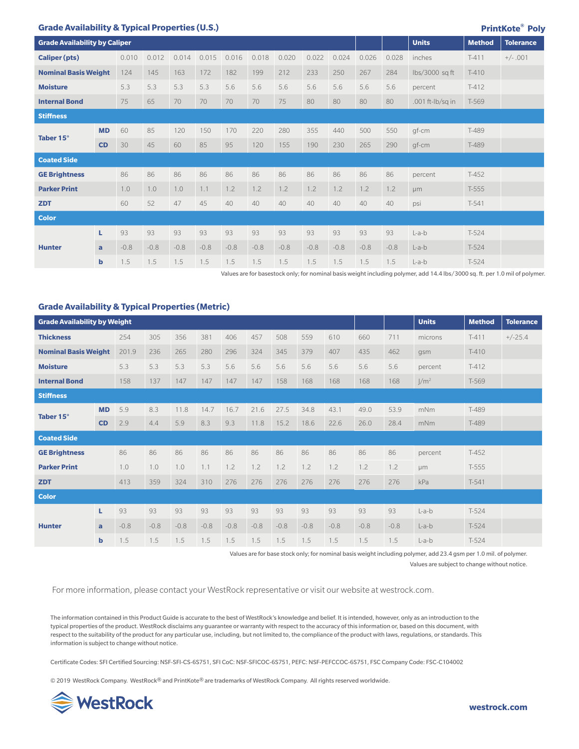## Grade Availability & Typical Properties (U.S.)

PrintKote® Poly

| Grade Availability by Caliper | | | | | | | | | | | | | Units | Method | Tolerance |
|---|---|---|---|---|---|---|---|---|---|---|---|---|---|---|---|
| **Caliper (pts)** | | 0.010 | 0.012 | 0.014 | 0.015 | 0.016 | 0.018 | 0.020 | 0.022 | 0.024 | 0.026 | 0.028 | inches | T-411 | +/- .001 |
| **Nominal Basis Weight** | | 124 | 145 | 163 | 172 | 182 | 199 | 212 | 233 | 250 | 267 | 284 | lbs/3000 sq ft | T-410 | |
| **Moisture** | | 5.3 | 5.3 | 5.3 | 5.3 | 5.6 | 5.6 | 5.6 | 5.6 | 5.6 | 5.6 | 5.6 | percent | T-412 | |
| **Internal Bond** | | 75 | 65 | 70 | 70 | 70 | 70 | 75 | 80 | 80 | 80 | 80 | .001 ft-lb/sq in | T-569 | |
| **Stiffness** | | | | | | | | | | | | | | | |
| **Taber 15°** | **MD** | 60 | 85 | 120 | 150 | 170 | 220 | 280 | 355 | 440 | 500 | 550 | gf-cm | T-489 | |
| | **CD** | 30 | 45 | 60 | 85 | 95 | 120 | 155 | 190 | 230 | 265 | 290 | gf-cm | T-489 | |
| **Coated Side** | | | | | | | | | | | | | | | |
| **GE Brightness** | | 86 | 86 | 86 | 86 | 86 | 86 | 86 | 86 | 86 | 86 | 86 | percent | T-452 | |
| **Parker Print** | | 1.0 | 1.0 | 1.0 | 1.1 | 1.2 | 1.2 | 1.2 | 1.2 | 1.2 | 1.2 | 1.2 | µm | T-555 | |
| **ZDT** | | 60 | 52 | 47 | 45 | 40 | 40 | 40 | 40 | 40 | 40 | 40 | psi | T-541 | |
| **Color** | | | | | | | | | | | | | | | |
| **Hunter** | **L** | 93 | 93 | 93 | 93 | 93 | 93 | 93 | 93 | 93 | 93 | 93 | L-a-b | T-524 | |
| | **a** | -0.8 | -0.8 | -0.8 | -0.8 | -0.8 | -0.8 | -0.8 | -0.8 | -0.8 | -0.8 | -0.8 | L-a-b | T-524 | |
| | **b** | 1.5 | 1.5 | 1.5 | 1.5 | 1.5 | 1.5 | 1.5 | 1.5 | 1.5 | 1.5 | 1.5 | L-a-b | T-524 | |

Values are for basestock only; for nominal basis weight including polymer, add 14.4 lbs/3000 sq. ft. per 1.0 mil of polymer.

## Grade Availability & Typical Properties (Metric)

| Grade Availability by Weight | | | | | | | | | | | | | Units | Method | Tolerance |
|---|---|---|---|---|---|---|---|---|---|---|---|---|---|---|---|
| **Thickness** | | 254 | 305 | 356 | 381 | 406 | 457 | 508 | 559 | 610 | 660 | 711 | microns | T-411 | +/-25.4 |
| **Nominal Basis Weight** | | 201.9 | 236 | 265 | 280 | 296 | 324 | 345 | 379 | 407 | 435 | 462 | gsm | T-410 | |
| **Moisture** | | 5.3 | 5.3 | 5.3 | 5.3 | 5.6 | 5.6 | 5.6 | 5.6 | 5.6 | 5.6 | 5.6 | percent | T-412 | |
| **Internal Bond** | | 158 | 137 | 147 | 147 | 147 | 147 | 158 | 168 | 168 | 168 | 168 | J/m² | T-569 | |
| **Stiffness** | | | | | | | | | | | | | | | |
| **Taber 15°** | **MD** | 5.9 | 8.3 | 11.8 | 14.7 | 16.7 | 21.6 | 27.5 | 34.8 | 43.1 | 49.0 | 53.9 | mNm | T-489 | |
| | **CD** | 2.9 | 4.4 | 5.9 | 8.3 | 9.3 | 11.8 | 15.2 | 18.6 | 22.6 | 26.0 | 28.4 | mNm | T-489 | |
| **Coated Side** | | | | | | | | | | | | | | | |
| **GE Brightness** | | 86 | 86 | 86 | 86 | 86 | 86 | 86 | 86 | 86 | 86 | 86 | percent | T-452 | |
| **Parker Print** | | 1.0 | 1.0 | 1.0 | 1.1 | 1.2 | 1.2 | 1.2 | 1.2 | 1.2 | 1.2 | 1.2 | µm | T-555 | |
| **ZDT** | | 413 | 359 | 324 | 310 | 276 | 276 | 276 | 276 | 276 | 276 | 276 | kPa | T-541 | |
| **Color** | | | | | | | | | | | | | | | |
| **Hunter** | **L** | 93 | 93 | 93 | 93 | 93 | 93 | 93 | 93 | 93 | 93 | 93 | L-a-b | T-524 | |
| | **a** | -0.8 | -0.8 | -0.8 | -0.8 | -0.8 | -0.8 | -0.8 | -0.8 | -0.8 | -0.8 | -0.8 | L-a-b | T-524 | |
| | **b** | 1.5 | 1.5 | 1.5 | 1.5 | 1.5 | 1.5 | 1.5 | 1.5 | 1.5 | 1.5 | 1.5 | L-a-b | T-524 | |

Values are for base stock only; for nominal basis weight including polymer, add 23.4 gsm per 1.0 mil. of polymer.

Values are subject to change without notice.

For more information, please contact your WestRock representative or visit our website at westrock.com.

The information contained in this Product Guide is accurate to the best of WestRock's knowledge and belief. It is intended, however, only as an introduction to the typical properties of the product. WestRock disclaims any guarantee or warranty with respect to the accuracy of this information or, based on this document, with respect to the suitability of the product for any particular use, including, but not limited to, the compliance of the product with laws, regulations, or standards. This information is subject to change without notice.

Certificate Codes: SFI Certified Sourcing: NSF-SFI-CS-6S751, SFI CoC: NSF-SFICOC-6S751, PEFC: NSF-PEFCCOC-6S751, FSC Company Code: FSC-C104002

© 2019 WestRock Company. WestRock® and PrintKote® are trademarks of WestRock Company. All rights reserved worldwide.

WestRock

westrock.com